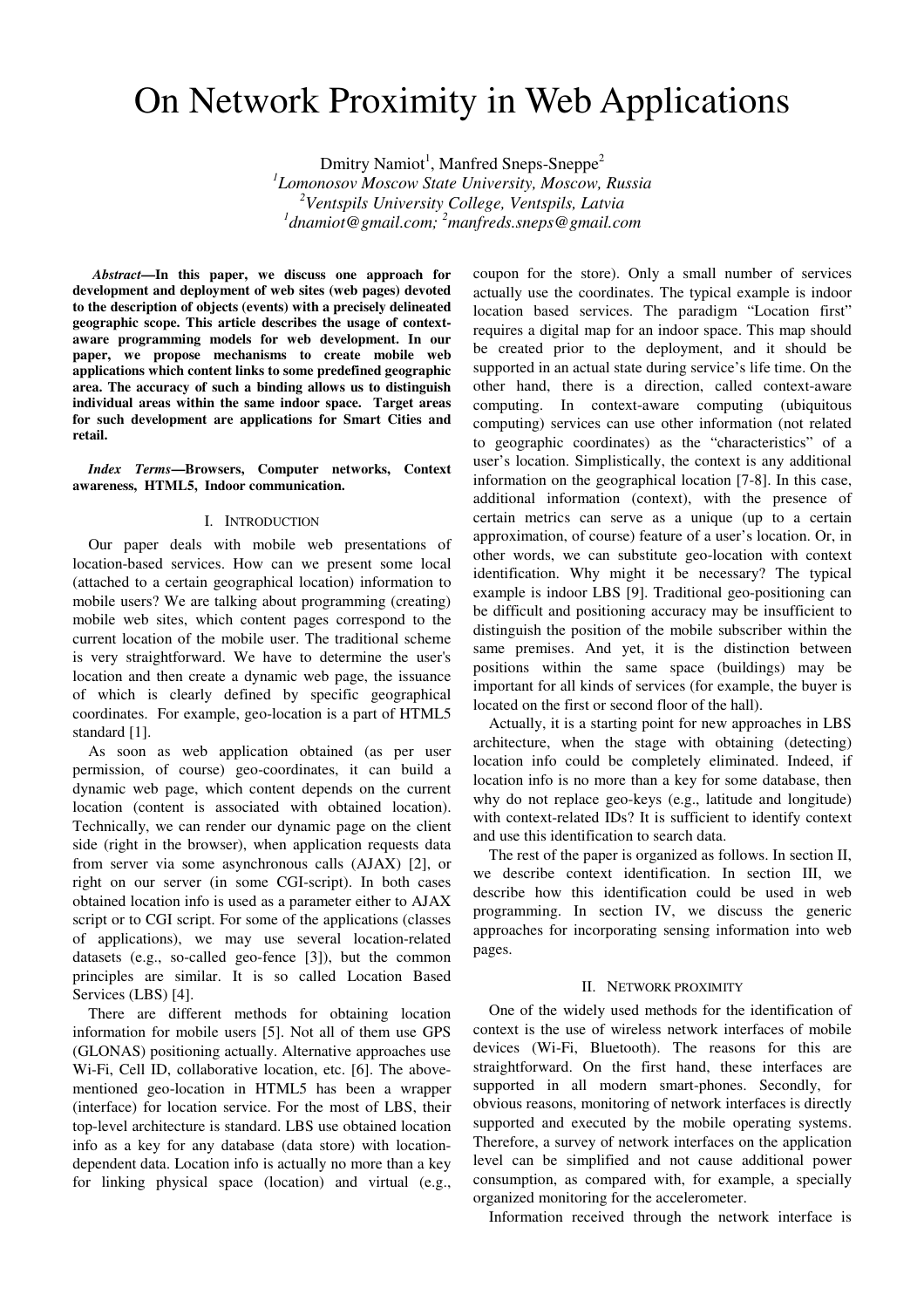# On Network Proximity in Web Applications

Dmitry Namiot[1], Manfred Sneps-Sneppe[2]

[1]*Lomonosov Moscow State University, Moscow, Russia*

[2]*Ventspils University College, Ventspils, Latvia*

[1]*dnamiot@gmail.com;* [2]*manfreds.sneps@gmail.com*

***Abstract*—In this paper, we discuss one approach for development and deployment of web sites (web pages) devoted to the description of objects (events) with a precisely delineated geographic scope. This article describes the usage of context-aware programming models for web development. In our paper, we propose mechanisms to create mobile web applications which content links to some predefined geographic area. The accuracy of such a binding allows us to distinguish individual areas within the same indoor space. Target areas for such development are applications for Smart Cities and retail.**

***Index Terms*—Browsers, Computer networks, Context awareness, HTML5, Indoor communication.**

## I. Introduction

Our paper deals with mobile web presentations of location-based services. How can we present some local (attached to a certain geographical location) information to mobile users? We are talking about programming (creating) mobile web sites, which content pages correspond to the current location of the mobile user. The traditional scheme is very straightforward. We have to determine the user's location and then create a dynamic web page, the issuance of which is clearly defined by specific geographical coordinates. For example, geo-location is a part of HTML5 standard [1].

As soon as web application obtained (as per user permission, of course) geo-coordinates, it can build a dynamic web page, which content depends on the current location (content is associated with obtained location). Technically, we can render our dynamic page on the client side (right in the browser), when application requests data from server via some asynchronous calls (AJAX) [2], or right on our server (in some CGI-script). In both cases obtained location info is used as a parameter either to AJAX script or to CGI script. For some of the applications (classes of applications), we may use several location-related datasets (e.g., so-called geo-fence [3]), but the common principles are similar. It is so called Location Based Services (LBS) [4].

There are different methods for obtaining location information for mobile users [5]. Not all of them use GPS (GLONAS) positioning actually. Alternative approaches use Wi-Fi, Cell ID, collaborative location, etc. [6]. The above-mentioned geo-location in HTML5 has been a wrapper (interface) for location service. For the most of LBS, their top-level architecture is standard. LBS use obtained location info as a key for any database (data store) with location-dependent data. Location info is actually no more than a key for linking physical space (location) and virtual (e.g., coupon for the store). Only a small number of services actually use the coordinates. The typical example is indoor location based services. The paradigm "Location first" requires a digital map for an indoor space. This map should be created prior to the deployment, and it should be supported in an actual state during service's life time. On the other hand, there is a direction, called context-aware computing. In context-aware computing (ubiquitous computing) services can use other information (not related to geographic coordinates) as the "characteristics" of a user's location. Simplistically, the context is any additional information on the geographical location [7-8]. In this case, additional information (context), with the presence of certain metrics can serve as a unique (up to a certain approximation, of course) feature of a user's location. Or, in other words, we can substitute geo-location with context identification. Why might it be necessary? The typical example is indoor LBS [9]. Traditional geo-positioning can be difficult and positioning accuracy may be insufficient to distinguish the position of the mobile subscriber within the same premises. And yet, it is the distinction between positions within the same space (buildings) may be important for all kinds of services (for example, the buyer is located on the first or second floor of the hall).

Actually, it is a starting point for new approaches in LBS architecture, when the stage with obtaining (detecting) location info could be completely eliminated. Indeed, if location info is no more than a key for some database, then why do not replace geo-keys (e.g., latitude and longitude) with context-related IDs? It is sufficient to identify context and use this identification to search data.

The rest of the paper is organized as follows. In section II, we describe context identification. In section III, we describe how this identification could be used in web programming. In section IV, we discuss the generic approaches for incorporating sensing information into web pages.

## II. Network proximity

One of the widely used methods for the identification of context is the use of wireless network interfaces of mobile devices (Wi-Fi, Bluetooth). The reasons for this are straightforward. On the first hand, these interfaces are supported in all modern smart-phones. Secondly, for obvious reasons, monitoring of network interfaces is directly supported and executed by the mobile operating systems. Therefore, a survey of network interfaces on the application level can be simplified and not cause additional power consumption, as compared with, for example, a specially organized monitoring for the accelerometer.

Information received through the network interface is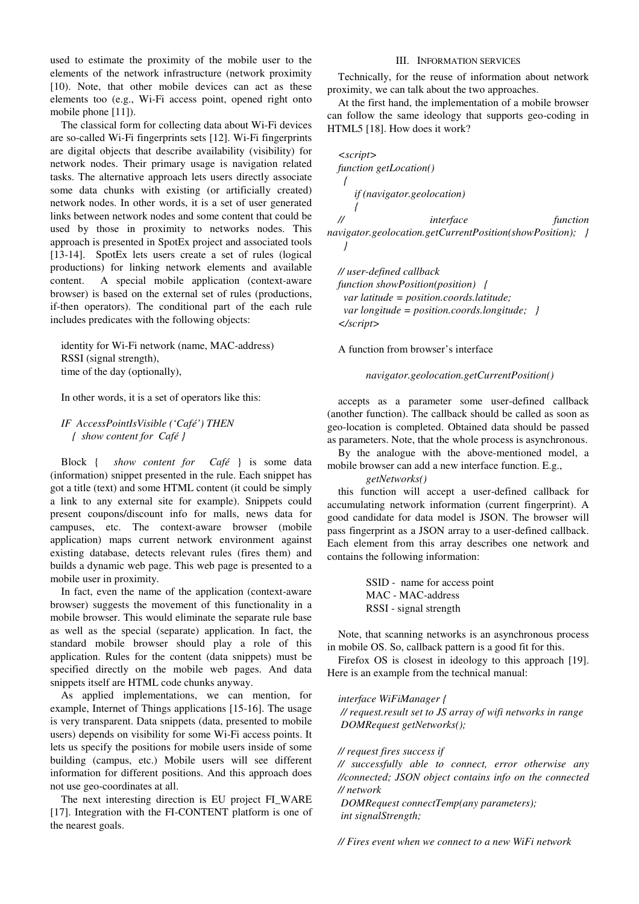used to estimate the proximity of the mobile user to the elements of the network infrastructure (network proximity [10). Note, that other mobile devices can act as these elements too (e.g., Wi-Fi access point, opened right onto mobile phone [11]).

The classical form for collecting data about Wi-Fi devices are so-called Wi-Fi fingerprints sets [12]. Wi-Fi fingerprints are digital objects that describe availability (visibility) for network nodes. Their primary usage is navigation related tasks. The alternative approach lets users directly associate some data chunks with existing (or artificially created) network nodes. In other words, it is a set of user generated links between network nodes and some content that could be used by those in proximity to networks nodes. This approach is presented in SpotEx project and associated tools [13-14]. SpotEx lets users create a set of rules (logical productions) for linking network elements and available content. A special mobile application (context-aware browser) is based on the external set of rules (productions, if-then operators). The conditional part of the each rule includes predicates with the following objects:

identity for Wi-Fi network (name, MAC-address)
RSSI (signal strength),
time of the day (optionally),

In other words, it is a set of operators like this:

*IF AccessPointIsVisible ('Café') THEN*
*{ show content for Café }*

Block { *show content for Café* } is some data (information) snippet presented in the rule. Each snippet has got a title (text) and some HTML content (it could be simply a link to any external site for example). Snippets could present coupons/discount info for malls, news data for campuses, etc. The context-aware browser (mobile application) maps current network environment against existing database, detects relevant rules (fires them) and builds a dynamic web page. This web page is presented to a mobile user in proximity.

In fact, even the name of the application (context-aware browser) suggests the movement of this functionality in a mobile browser. This would eliminate the separate rule base as well as the special (separate) application. In fact, the standard mobile browser should play a role of this application. Rules for the content (data snippets) must be specified directly on the mobile web pages. And data snippets itself are HTML code chunks anyway.

As applied implementations, we can mention, for example, Internet of Things applications [15-16]. The usage is very transparent. Data snippets (data, presented to mobile users) depends on visibility for some Wi-Fi access points. It lets us specify the positions for mobile users inside of some building (campus, etc.) Mobile users will see different information for different positions. And this approach does not use geo-coordinates at all.

The next interesting direction is EU project FI_WARE [17]. Integration with the FI-CONTENT platform is one of the nearest goals.

## III. Information Services

Technically, for the reuse of information about network proximity, we can talk about the two approaches.

At the first hand, the implementation of a mobile browser can follow the same ideology that supports geo-coding in HTML5 [18]. How does it work?

```
<script>
function getLocation()
  {
     if (navigator.geolocation)
     {
//                    interface                    function
navigator.geolocation.getCurrentPosition(showPosition);  }
  }

// user-defined callback
function showPosition(position)  {
  var latitude = position.coords.latitude;
  var longitude = position.coords.longitude;  }
</script>
```

A function from browser's interface

*navigator.geolocation.getCurrentPosition()*

accepts as a parameter some user-defined callback (another function). The callback should be called as soon as geo-location is completed. Obtained data should be passed as parameters. Note, that the whole process is asynchronous.

By the analogue with the above-mentioned model, a mobile browser can add a new interface function. E.g.,

*getNetworks()*

this function will accept a user-defined callback for accumulating network information (current fingerprint). A good candidate for data model is JSON. The browser will pass fingerprint as a JSON array to a user-defined callback. Each element from this array describes one network and contains the following information:

SSID - name for access point
MAC - MAC-address
RSSI - signal strength

Note, that scanning networks is an asynchronous process in mobile OS. So, callback pattern is a good fit for this.

Firefox OS is closest in ideology to this approach [19]. Here is an example from the technical manual:

```
interface WiFiManager {
 // request.result set to JS array of wifi networks in range
 DOMRequest getNetworks();

// request fires success if
// successfully able to connect, error otherwise any
//connected; JSON object contains info on the connected
// network
 DOMRequest connectTemp(any parameters);
 int signalStrength;

// Fires event when we connect to a new WiFi network
```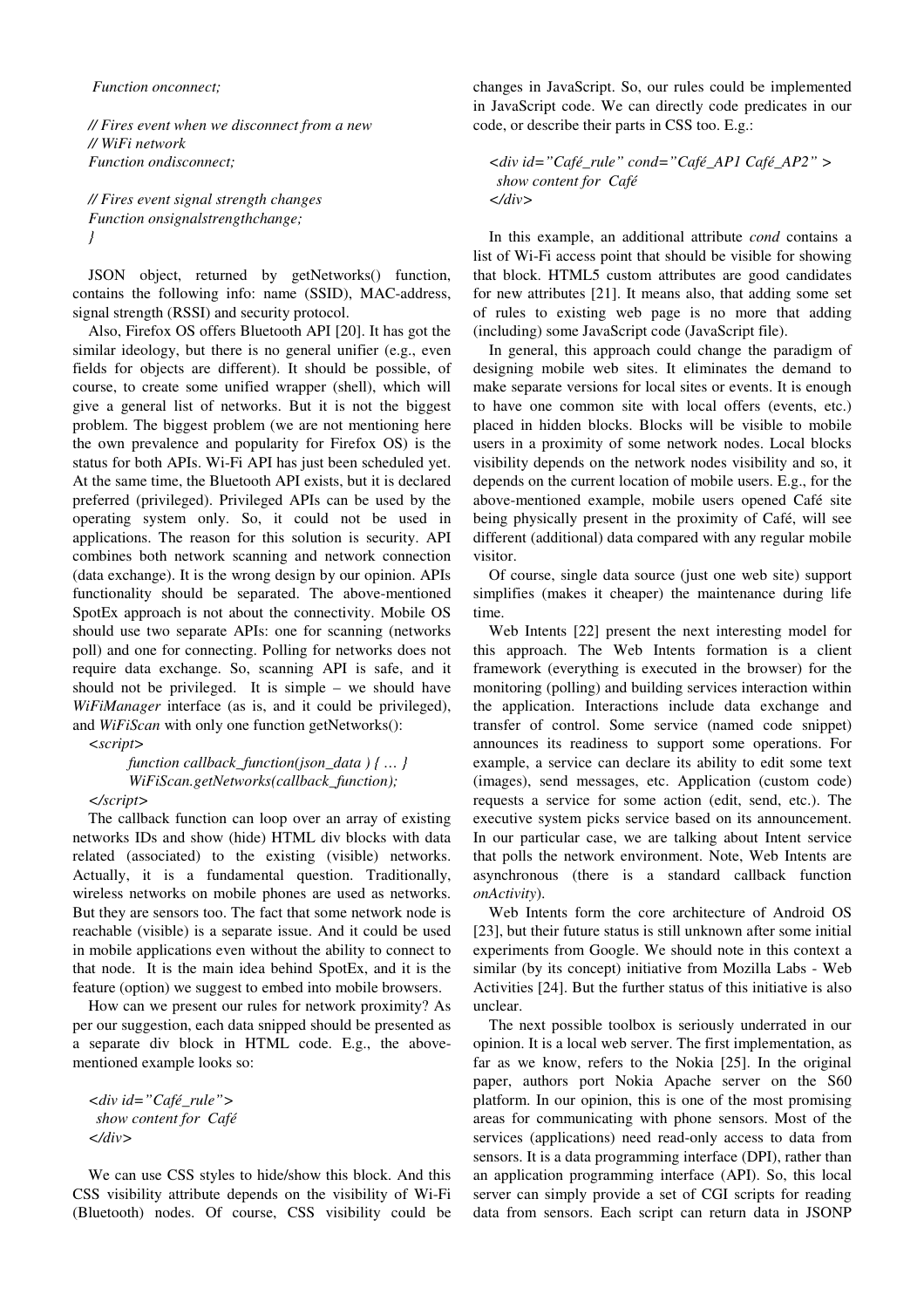```
 Function onconnect;

// Fires event when we disconnect from a new
// WiFi network
Function ondisconnect;

// Fires event signal strength changes
Function onsignalstrengthchange;
}
```

JSON object, returned by getNetworks() function, contains the following info: name (SSID), MAC-address, signal strength (RSSI) and security protocol.

Also, Firefox OS offers Bluetooth API [20]. It has got the similar ideology, but there is no general unifier (e.g., even fields for objects are different). It should be possible, of course, to create some unified wrapper (shell), which will give a general list of networks. But it is not the biggest problem. The biggest problem (we are not mentioning here the own prevalence and popularity for Firefox OS) is the status for both APIs. Wi-Fi API has just been scheduled yet. At the same time, the Bluetooth API exists, but it is declared preferred (privileged). Privileged APIs can be used by the operating system only. So, it could not be used in applications. The reason for this solution is security. API combines both network scanning and network connection (data exchange). It is the wrong design by our opinion. APIs functionality should be separated. The above-mentioned SpotEx approach is not about the connectivity. Mobile OS should use two separate APIs: one for scanning (networks poll) and one for connecting. Polling for networks does not require data exchange. So, scanning API is safe, and it should not be privileged. It is simple – we should have *WiFiManager* interface (as is, and it could be privileged), and *WiFiScan* with only one function getNetworks():

```
<script>
    function callback_function(json_data ) { … }
    WiFiScan.getNetworks(callback_function);
</script>
```

The callback function can loop over an array of existing networks IDs and show (hide) HTML div blocks with data related (associated) to the existing (visible) networks. Actually, it is a fundamental question. Traditionally, wireless networks on mobile phones are used as networks. But they are sensors too. The fact that some network node is reachable (visible) is a separate issue. And it could be used in mobile applications even without the ability to connect to that node. It is the main idea behind SpotEx, and it is the feature (option) we suggest to embed into mobile browsers.

How can we present our rules for network proximity? As per our suggestion, each data snipped should be presented as a separate div block in HTML code. E.g., the above-mentioned example looks so:

```
<div id="Café_rule">
  show content for  Café
</div>
```

We can use CSS styles to hide/show this block. And this CSS visibility attribute depends on the visibility of Wi-Fi (Bluetooth) nodes. Of course, CSS visibility could be changes in JavaScript. So, our rules could be implemented in JavaScript code. We can directly code predicates in our code, or describe their parts in CSS too. E.g.:

```
<div id="Café_rule" cond="Café_AP1 Café_AP2" >
  show content for  Café
</div>
```

In this example, an additional attribute *cond* contains a list of Wi-Fi access point that should be visible for showing that block. HTML5 custom attributes are good candidates for new attributes [21]. It means also, that adding some set of rules to existing web page is no more that adding (including) some JavaScript code (JavaScript file).

In general, this approach could change the paradigm of designing mobile web sites. It eliminates the demand to make separate versions for local sites or events. It is enough to have one common site with local offers (events, etc.) placed in hidden blocks. Blocks will be visible to mobile users in a proximity of some network nodes. Local blocks visibility depends on the network nodes visibility and so, it depends on the current location of mobile users. E.g., for the above-mentioned example, mobile users opened Café site being physically present in the proximity of Café, will see different (additional) data compared with any regular mobile visitor.

Of course, single data source (just one web site) support simplifies (makes it cheaper) the maintenance during life time.

Web Intents [22] present the next interesting model for this approach. The Web Intents formation is a client framework (everything is executed in the browser) for the monitoring (polling) and building services interaction within the application. Interactions include data exchange and transfer of control. Some service (named code snippet) announces its readiness to support some operations. For example, a service can declare its ability to edit some text (images), send messages, etc. Application (custom code) requests a service for some action (edit, send, etc.). The executive system picks service based on its announcement. In our particular case, we are talking about Intent service that polls the network environment. Note, Web Intents are asynchronous (there is a standard callback function *onActivity*).

Web Intents form the core architecture of Android OS [23], but their future status is still unknown after some initial experiments from Google. We should note in this context a similar (by its concept) initiative from Mozilla Labs - Web Activities [24]. But the further status of this initiative is also unclear.

The next possible toolbox is seriously underrated in our opinion. It is a local web server. The first implementation, as far as we know, refers to the Nokia [25]. In the original paper, authors port Nokia Apache server on the S60 platform. In our opinion, this is one of the most promising areas for communicating with phone sensors. Most of the services (applications) need read-only access to data from sensors. It is a data programming interface (DPI), rather than an application programming interface (API). So, this local server can simply provide a set of CGI scripts for reading data from sensors. Each script can return data in JSONP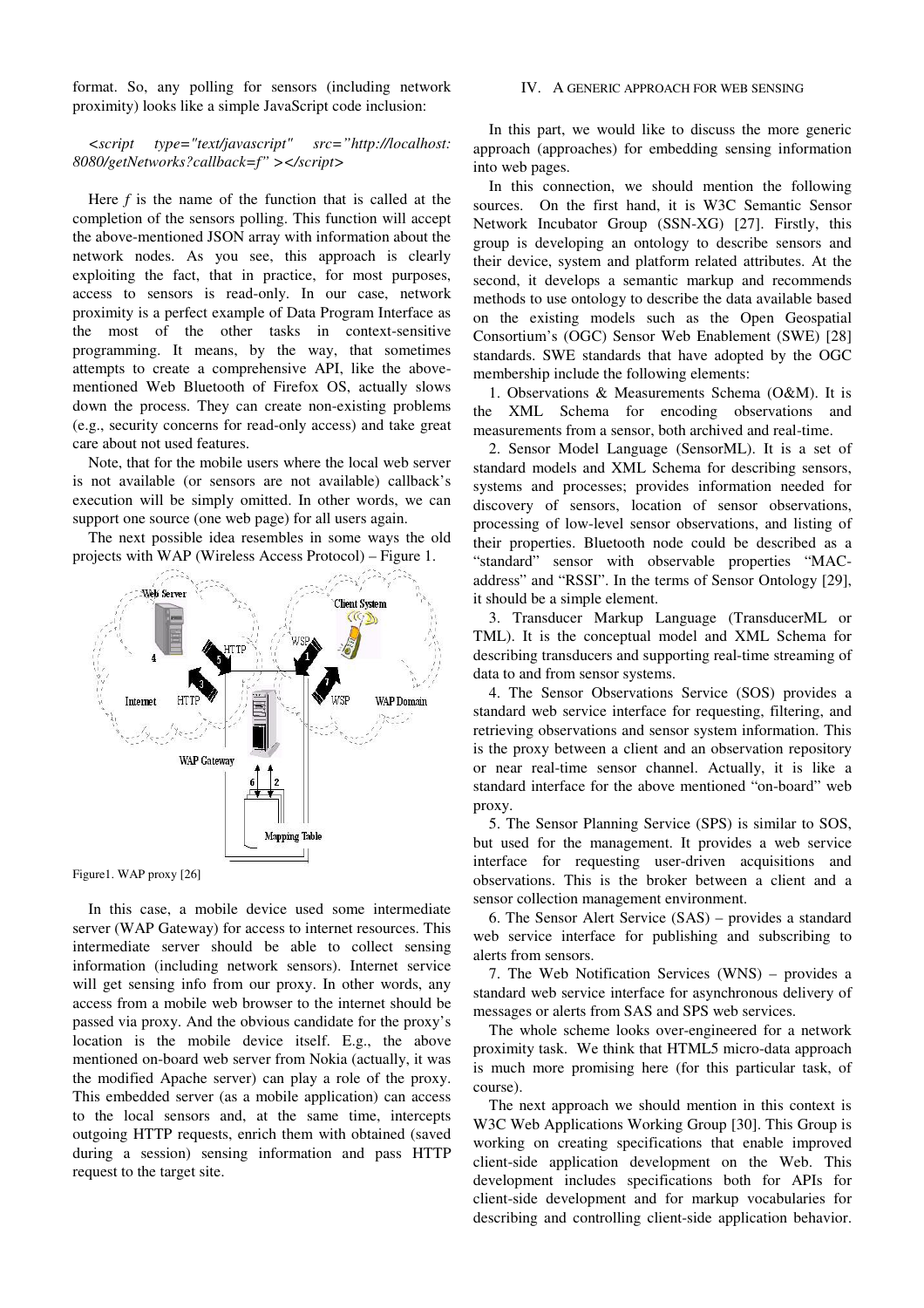format. So, any polling for sensors (including network proximity) looks like a simple JavaScript code inclusion:

```
<script type="text/javascript" src="http://localhost:8080/getNetworks?callback=f" ></script>
```

Here *f* is the name of the function that is called at the completion of the sensors polling. This function will accept the above-mentioned JSON array with information about the network nodes. As you see, this approach is clearly exploiting the fact, that in practice, for most purposes, access to sensors is read-only. In our case, network proximity is a perfect example of Data Program Interface as the most of the other tasks in context-sensitive programming. It means, by the way, that sometimes attempts to create a comprehensive API, like the above-mentioned Web Bluetooth of Firefox OS, actually slows down the process. They can create non-existing problems (e.g., security concerns for read-only access) and take great care about not used features.

Note, that for the mobile users where the local web server is not available (or sensors are not available) callback's execution will be simply omitted. In other words, we can support one source (one web page) for all users again.

The next possible idea resembles in some ways the old projects with WAP (Wireless Access Protocol) – Figure 1.

Figure1. WAP proxy [26]

In this case, a mobile device used some intermediate server (WAP Gateway) for access to internet resources. This intermediate server should be able to collect sensing information (including network sensors). Internet service will get sensing info from our proxy. In other words, any access from a mobile web browser to the internet should be passed via proxy. And the obvious candidate for the proxy's location is the mobile device itself. E.g., the above mentioned on-board web server from Nokia (actually, it was the modified Apache server) can play a role of the proxy. This embedded server (as a mobile application) can access to the local sensors and, at the same time, intercepts outgoing HTTP requests, enrich them with obtained (saved during a session) sensing information and pass HTTP request to the target site.

## IV. A GENERIC APPROACH FOR WEB SENSING

In this part, we would like to discuss the more generic approach (approaches) for embedding sensing information into web pages.

In this connection, we should mention the following sources. On the first hand, it is W3C Semantic Sensor Network Incubator Group (SSN-XG) [27]. Firstly, this group is developing an ontology to describe sensors and their device, system and platform related attributes. At the second, it develops a semantic markup and recommends methods to use ontology to describe the data available based on the existing models such as the Open Geospatial Consortium's (OGC) Sensor Web Enablement (SWE) [28] standards. SWE standards that have adopted by the OGC membership include the following elements:

1. Observations & Measurements Schema (O&M). It is the XML Schema for encoding observations and measurements from a sensor, both archived and real-time.

2. Sensor Model Language (SensorML). It is a set of standard models and XML Schema for describing sensors, systems and processes; provides information needed for discovery of sensors, location of sensor observations, processing of low-level sensor observations, and listing of their properties. Bluetooth node could be described as a "standard" sensor with observable properties "MAC-address" and "RSSI". In the terms of Sensor Ontology [29], it should be a simple element.

3. Transducer Markup Language (TransducerML or TML). It is the conceptual model and XML Schema for describing transducers and supporting real-time streaming of data to and from sensor systems.

4. The Sensor Observations Service (SOS) provides a standard web service interface for requesting, filtering, and retrieving observations and sensor system information. This is the proxy between a client and an observation repository or near real-time sensor channel. Actually, it is like a standard interface for the above mentioned "on-board" web proxy.

5. The Sensor Planning Service (SPS) is similar to SOS, but used for the management. It provides a web service interface for requesting user-driven acquisitions and observations. This is the broker between a client and a sensor collection management environment.

6. The Sensor Alert Service (SAS) – provides a standard web service interface for publishing and subscribing to alerts from sensors.

7. The Web Notification Services (WNS) – provides a standard web service interface for asynchronous delivery of messages or alerts from SAS and SPS web services.

The whole scheme looks over-engineered for a network proximity task. We think that HTML5 micro-data approach is much more promising here (for this particular task, of course).

The next approach we should mention in this context is W3C Web Applications Working Group [30]. This Group is working on creating specifications that enable improved client-side application development on the Web. This development includes specifications both for APIs for client-side development and for markup vocabularies for describing and controlling client-side application behavior.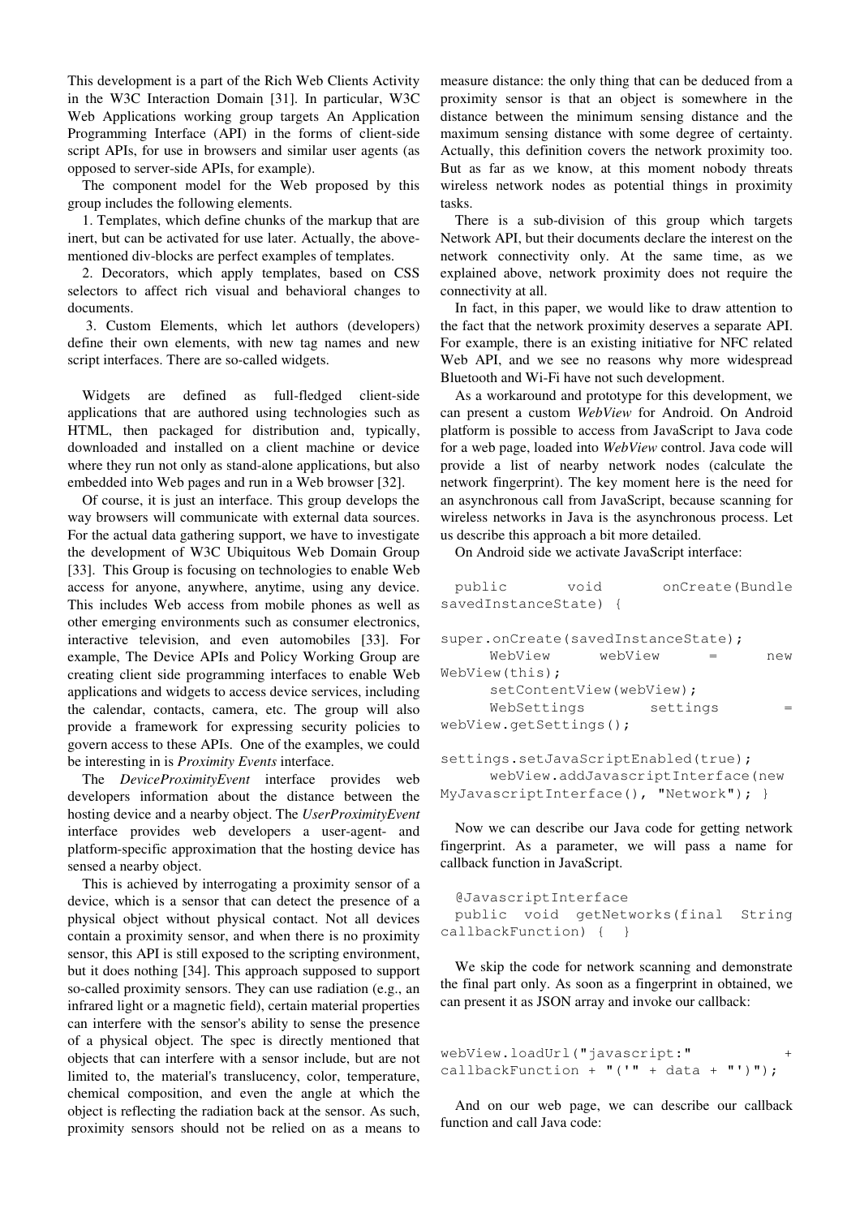This development is a part of the Rich Web Clients Activity in the W3C Interaction Domain [31]. In particular, W3C Web Applications working group targets An Application Programming Interface (API) in the forms of client-side script APIs, for use in browsers and similar user agents (as opposed to server-side APIs, for example).

The component model for the Web proposed by this group includes the following elements.

1. Templates, which define chunks of the markup that are inert, but can be activated for use later. Actually, the above-mentioned div-blocks are perfect examples of templates.

2. Decorators, which apply templates, based on CSS selectors to affect rich visual and behavioral changes to documents.

3. Custom Elements, which let authors (developers) define their own elements, with new tag names and new script interfaces. There are so-called widgets.

Widgets are defined as full-fledged client-side applications that are authored using technologies such as HTML, then packaged for distribution and, typically, downloaded and installed on a client machine or device where they run not only as stand-alone applications, but also embedded into Web pages and run in a Web browser [32].

Of course, it is just an interface. This group develops the way browsers will communicate with external data sources. For the actual data gathering support, we have to investigate the development of W3C Ubiquitous Web Domain Group [33]. This Group is focusing on technologies to enable Web access for anyone, anywhere, anytime, using any device. This includes Web access from mobile phones as well as other emerging environments such as consumer electronics, interactive television, and even automobiles [33]. For example, The Device APIs and Policy Working Group are creating client side programming interfaces to enable Web applications and widgets to access device services, including the calendar, contacts, camera, etc. The group will also provide a framework for expressing security policies to govern access to these APIs. One of the examples, we could be interesting in is *Proximity Events* interface.

The *DeviceProximityEvent* interface provides web developers information about the distance between the hosting device and a nearby object. The *UserProximityEvent* interface provides web developers a user-agent- and platform-specific approximation that the hosting device has sensed a nearby object.

This is achieved by interrogating a proximity sensor of a device, which is a sensor that can detect the presence of a physical object without physical contact. Not all devices contain a proximity sensor, and when there is no proximity sensor, this API is still exposed to the scripting environment, but it does nothing [34]. This approach supposed to support so-called proximity sensors. They can use radiation (e.g., an infrared light or a magnetic field), certain material properties can interfere with the sensor's ability to sense the presence of a physical object. The spec is directly mentioned that objects that can interfere with a sensor include, but are not limited to, the material's translucency, color, temperature, chemical composition, and even the angle at which the object is reflecting the radiation back at the sensor. As such, proximity sensors should not be relied on as a means to measure distance: the only thing that can be deduced from a proximity sensor is that an object is somewhere in the distance between the minimum sensing distance and the maximum sensing distance with some degree of certainty. Actually, this definition covers the network proximity too. But as far as we know, at this moment nobody threats wireless network nodes as potential things in proximity tasks.

There is a sub-division of this group which targets Network API, but their documents declare the interest on the network connectivity only. At the same time, as we explained above, network proximity does not require the connectivity at all.

In fact, in this paper, we would like to draw attention to the fact that the network proximity deserves a separate API. For example, there is an existing initiative for NFC related Web API, and we see no reasons why more widespread Bluetooth and Wi-Fi have not such development.

As a workaround and prototype for this development, we can present a custom *WebView* for Android. On Android platform is possible to access from JavaScript to Java code for a web page, loaded into *WebView* control. Java code will provide a list of nearby network nodes (calculate the network fingerprint). The key moment here is the need for an asynchronous call from JavaScript, because scanning for wireless networks in Java is the asynchronous process. Let us describe this approach a bit more detailed.

On Android side we activate JavaScript interface:

```
public void onCreate(Bundle savedInstanceState) {
super.onCreate(savedInstanceState);
     WebView webView = new WebView(this);
     setContentView(webView);
     WebSettings settings = webView.getSettings();
settings.setJavaScriptEnabled(true);
     webView.addJavascriptInterface(new MyJavascriptInterface(), "Network"); }
```

Now we can describe our Java code for getting network fingerprint. As a parameter, we will pass a name for callback function in JavaScript.

```
@JavascriptInterface
public void getNetworks(final String callbackFunction) {  }
```

We skip the code for network scanning and demonstrate the final part only. As soon as a fingerprint in obtained, we can present it as JSON array and invoke our callback:

```
webView.loadUrl("javascript:" + callbackFunction + "('" + data + "')");
```

And on our web page, we can describe our callback function and call Java code: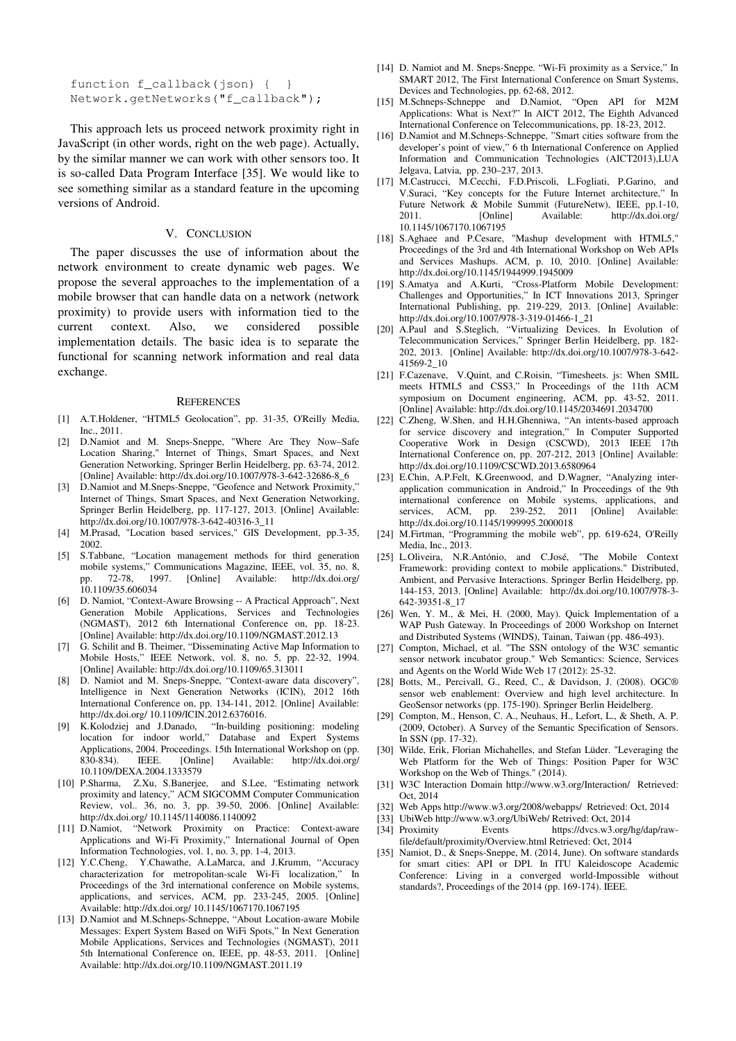```
function f_callback(json) {  }
Network.getNetworks("f_callback");
```

This approach lets us proceed network proximity right in JavaScript (in other words, right on the web page). Actually, by the similar manner we can work with other sensors too. It is so-called Data Program Interface [35]. We would like to see something similar as a standard feature in the upcoming versions of Android.

## V. Conclusion

The paper discusses the use of information about the network environment to create dynamic web pages. We propose the several approaches to the implementation of a mobile browser that can handle data on a network (network proximity) to provide users with information tied to the current context. Also, we considered possible implementation details. The basic idea is to separate the functional for scanning network information and real data exchange.

## References

[1] A.T.Holdener, "HTML5 Geolocation", pp. 31-35, O'Reilly Media, Inc., 2011.

[2] D.Namiot and M. Sneps-Sneppe, "Where Are They Now–Safe Location Sharing," Internet of Things, Smart Spaces, and Next Generation Networking, Springer Berlin Heidelberg, pp. 63-74, 2012. [Online] Available: http://dx.doi.org/10.1007/978-3-642-32686-8_6

[3] D.Namiot and M.Sneps-Sneppe, "Geofence and Network Proximity," Internet of Things, Smart Spaces, and Next Generation Networking, Springer Berlin Heidelberg, pp. 117-127, 2013. [Online] Available: http://dx.doi.org/10.1007/978-3-642-40316-3_11

[4] M.Prasad, "Location based services," GIS Development, pp.3-35, 2002.

[5] S.Tabbane, "Location management methods for third generation mobile systems," Communications Magazine, IEEE, vol. 35, no. 8, pp. 72-78, 1997. [Online] Available: http://dx.doi.org/10.1109/35.606034

[6] D. Namiot, "Context-Aware Browsing -- A Practical Approach", Next Generation Mobile Applications, Services and Technologies (NGMAST), 2012 6th International Conference on, pp. 18-23. [Online] Available: http://dx.doi.org/10.1109/NGMAST.2012.13

[7] G. Schilit and B. Theimer, "Disseminating Active Map Information to Mobile Hosts," IEEE Network, vol. 8, no. 5, pp. 22-32, 1994. [Online] Available: http://dx.doi.org/10.1109/65.313011

[8] D. Namiot and M. Sneps-Sneppe, "Context-aware data discovery", Intelligence in Next Generation Networks (ICIN), 2012 16th International Conference on, pp. 134-141, 2012. [Online] Available: http://dx.doi.org/ 10.1109/ICIN.2012.6376016.

[9] K.Kolodziej and J.Danado, "In-building positioning: modeling location for indoor world," Database and Expert Systems Applications, 2004. Proceedings. 15th International Workshop on (pp. 830-834). IEEE. [Online] Available: http://dx.doi.org/ 10.1109/DEXA.2004.1333579

[10] P.Sharma, Z.Xu, S.Banerjee, and S.Lee, "Estimating network proximity and latency," ACM SIGCOMM Computer Communication Review, vol.. 36, no. 3, pp. 39-50, 2006. [Online] Available: http://dx.doi.org/ 10.1145/1140086.1140092

[11] D.Namiot, "Network Proximity on Practice: Context-aware Applications and Wi-Fi Proximity," International Journal of Open Information Technologies, vol. 1, no. 3, pp. 1-4, 2013.

[12] Y.C.Cheng, Y.Chawathe, A.LaMarca, and J.Krumm, "Accuracy characterization for metropolitan-scale Wi-Fi localization," In Proceedings of the 3rd international conference on Mobile systems, applications, and services, ACM, pp. 233-245, 2005. [Online] Available: http://dx.doi.org/ 10.1145/1067170.1067195

[13] D.Namiot and M.Schneps-Schneppe, "About Location-aware Mobile Messages: Expert System Based on WiFi Spots," In Next Generation Mobile Applications, Services and Technologies (NGMAST), 2011 5th International Conference on, IEEE, pp. 48-53, 2011. [Online] Available: http://dx.doi.org/10.1109/NGMAST.2011.19

[14] D. Namiot and M. Sneps-Sneppe. "Wi-Fi proximity as a Service," In SMART 2012, The First International Conference on Smart Systems, Devices and Technologies, pp. 62-68, 2012.

[15] M.Schneps-Schneppe and D.Namiot, "Open API for M2M Applications: What is Next?" In AICT 2012, The Eighth Advanced International Conference on Telecommunications, pp. 18-23, 2012.

[16] D.Namiot and M.Schneps-Schneppe, "Smart cities software from the developer's point of view," 6 th International Conference on Applied Information and Communication Technologies (AICT2013),LUA Jelgava, Latvia, pp. 230–237, 2013.

[17] M.Castrucci, M.Cecchi, F.D.Priscoli, L.Fogliati, P.Garino, and V.Suraci, "Key concepts for the Future Internet architecture," In Future Network & Mobile Summit (FutureNetw), IEEE, pp.1-10, 2011. [Online] Available: http://dx.doi.org/ 10.1145/1067170.1067195

[18] S.Aghaee and P.Cesare, "Mashup development with HTML5," Proceedings of the 3rd and 4th International Workshop on Web APIs and Services Mashups. ACM, p. 10, 2010. [Online] Available: http://dx.doi.org/10.1145/1944999.1945009

[19] S.Amatya and A.Kurti, "Cross-Platform Mobile Development: Challenges and Opportunities," In ICT Innovations 2013, Springer International Publishing, pp. 219-229, 2013. [Online] Available: http://dx.doi.org/10.1007/978-3-319-01466-1_21

[20] A.Paul and S.Steglich, "Virtualizing Devices. In Evolution of Telecommunication Services," Springer Berlin Heidelberg, pp. 182-202, 2013. [Online] Available: http://dx.doi.org/10.1007/978-3-642-41569-2_10

[21] F.Cazenave, V.Quint, and C.Roisin, "Timesheets. js: When SMIL meets HTML5 and CSS3," In Proceedings of the 11th ACM symposium on Document engineering, ACM, pp. 43-52, 2011. [Online] Available: http://dx.doi.org/10.1145/2034691.2034700

[22] C.Zheng, W.Shen, and H.H.Ghenniwa, "An intents-based approach for service discovery and integration," In Computer Supported Cooperative Work in Design (CSCWD), 2013 IEEE 17th International Conference on, pp. 207-212, 2013 [Online] Available: http://dx.doi.org/10.1109/CSCWD.2013.6580964

[23] E.Chin, A.P.Felt, K.Greenwood, and D.Wagner, "Analyzing inter-application communication in Android," In Proceedings of the 9th international conference on Mobile systems, applications, and services, ACM, pp. 239-252, 2011 [Online] Available: http://dx.doi.org/10.1145/1999995.2000018

[24] M.Firtman, "Programming the mobile web", pp. 619-624, O'Reilly Media, Inc., 2013.

[25] L.Oliveira, N.R.António, and C.José, "The Mobile Context Framework: providing context to mobile applications." Distributed, Ambient, and Pervasive Interactions. Springer Berlin Heidelberg, pp. 144-153, 2013. [Online] Available: http://dx.doi.org/10.1007/978-3-642-39351-8_17

[26] Wen, Y. M., & Mei, H. (2000, May). Quick Implementation of a WAP Push Gateway. In Proceedings of 2000 Workshop on Internet and Distributed Systems (WINDS), Tainan, Taiwan (pp. 486-493).

[27] Compton, Michael, et al. "The SSN ontology of the W3C semantic sensor network incubator group." Web Semantics: Science, Services and Agents on the World Wide Web 17 (2012): 25-32.

[28] Botts, M., Percivall, G., Reed, C., & Davidson, J. (2008). OGC® sensor web enablement: Overview and high level architecture. In GeoSensor networks (pp. 175-190). Springer Berlin Heidelberg.

[29] Compton, M., Henson, C. A., Neuhaus, H., Lefort, L., & Sheth, A. P. (2009, October). A Survey of the Semantic Specification of Sensors. In SSN (pp. 17-32).

[30] Wilde, Erik, Florian Michahelles, and Stefan Lüder. "Leveraging the Web Platform for the Web of Things: Position Paper for W3C Workshop on the Web of Things." (2014).

[31] W3C Interaction Domain http://www.w3.org/Interaction/ Retrieved: Oct, 2014

[32] Web Apps http://www.w3.org/2008/webapps/ Retrieved: Oct, 2014

[33] UbiWeb http://www.w3.org/UbiWeb/ Retrived: Oct, 2014

[34] Proximity Events https://dvcs.w3.org/hg/dap/raw-file/default/proximity/Overview.html Retrieved: Oct, 2014

[35] Namiot, D., & Sneps-Sneppe, M. (2014, June). On software standards for smart cities: API or DPI. In ITU Kaleidoscope Academic Conference: Living in a converged world-Impossible without standards?, Proceedings of the 2014 (pp. 169-174). IEEE.